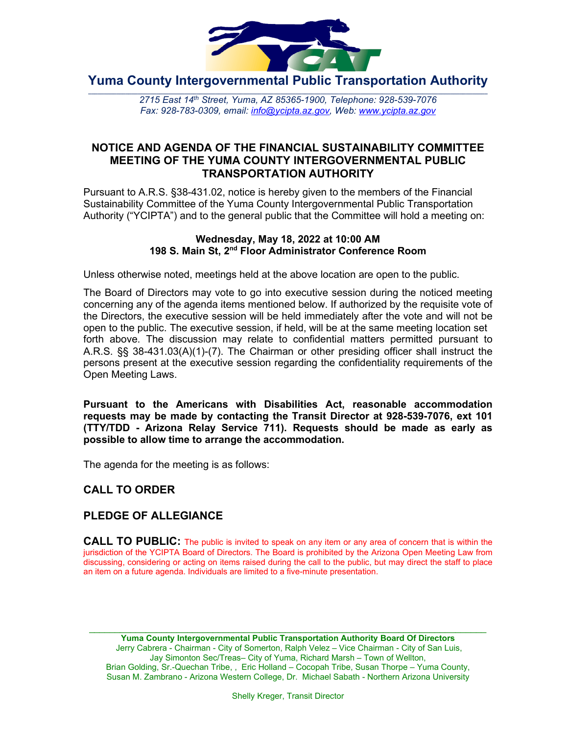# Yuma County Intergovernmental Public Transportation Authority

*2715 East 14th Street, Yuma, AZ 85365-1900, Telephone: 928-539-7076*
*Fax: 928-783-0309, email: info@ycipta.az.gov, Web: www.ycipta.az.gov*

## NOTICE AND AGENDA OF THE FINANCIAL SUSTAINABILITY COMMITTEE MEETING OF THE YUMA COUNTY INTERGOVERNMENTAL PUBLIC TRANSPORTATION AUTHORITY

Pursuant to A.R.S. §38-431.02, notice is hereby given to the members of the Financial Sustainability Committee of the Yuma County Intergovernmental Public Transportation Authority ("YCIPTA") and to the general public that the Committee will hold a meeting on:

**Wednesday, May 18, 2022 at 10:00 AM**
**198 S. Main St, 2nd Floor Administrator Conference Room**

Unless otherwise noted, meetings held at the above location are open to the public.

The Board of Directors may vote to go into executive session during the noticed meeting concerning any of the agenda items mentioned below. If authorized by the requisite vote of the Directors, the executive session will be held immediately after the vote and will not be open to the public. The executive session, if held, will be at the same meeting location set forth above. The discussion may relate to confidential matters permitted pursuant to A.R.S. §§ 38-431.03(A)(1)-(7). The Chairman or other presiding officer shall instruct the persons present at the executive session regarding the confidentiality requirements of the Open Meeting Laws.

**Pursuant to the Americans with Disabilities Act, reasonable accommodation requests may be made by contacting the Transit Director at 928-539-7076, ext 101 (TTY/TDD - Arizona Relay Service 711). Requests should be made as early as possible to allow time to arrange the accommodation.**

The agenda for the meeting is as follows:

## CALL TO ORDER

## PLEDGE OF ALLEGIANCE

**CALL TO PUBLIC:** The public is invited to speak on any item or any area of concern that is within the jurisdiction of the YCIPTA Board of Directors. The Board is prohibited by the Arizona Open Meeting Law from discussing, considering or acting on items raised during the call to the public, but may direct the staff to place an item on a future agenda. Individuals are limited to a five-minute presentation.

**Yuma County Intergovernmental Public Transportation Authority Board Of Directors**
Jerry Cabrera - Chairman - City of Somerton, Ralph Velez – Vice Chairman - City of San Luis, Jay Simonton Sec/Treas– City of Yuma, Richard Marsh – Town of Wellton, Brian Golding, Sr.-Quechan Tribe, , Eric Holland – Cocopah Tribe, Susan Thorpe – Yuma County, Susan M. Zambrano - Arizona Western College, Dr. Michael Sabath - Northern Arizona University

Shelly Kreger, Transit Director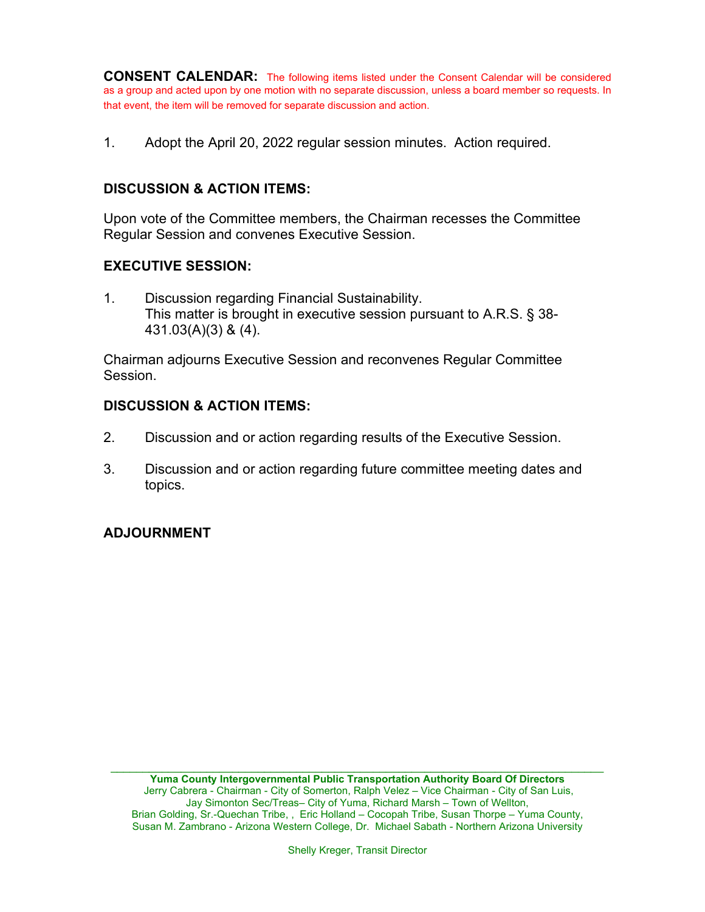**CONSENT CALENDAR:** The following items listed under the Consent Calendar will be considered as a group and acted upon by one motion with no separate discussion, unless a board member so requests. In that event, the item will be removed for separate discussion and action.

1. Adopt the April 20, 2022 regular session minutes. Action required.

**DISCUSSION & ACTION ITEMS:**

Upon vote of the Committee members, the Chairman recesses the Committee Regular Session and convenes Executive Session.

**EXECUTIVE SESSION:**

1. Discussion regarding Financial Sustainability.
   This matter is brought in executive session pursuant to A.R.S. § 38-431.03(A)(3) & (4).

Chairman adjourns Executive Session and reconvenes Regular Committee Session.

**DISCUSSION & ACTION ITEMS:**

2. Discussion and or action regarding results of the Executive Session.

3. Discussion and or action regarding future committee meeting dates and topics.

**ADJOURNMENT**

---

**Yuma County Intergovernmental Public Transportation Authority Board Of Directors**
Jerry Cabrera - Chairman - City of Somerton, Ralph Velez – Vice Chairman - City of San Luis,
Jay Simonton Sec/Treas– City of Yuma, Richard Marsh – Town of Wellton,
Brian Golding, Sr.-Quechan Tribe, , Eric Holland – Cocopah Tribe, Susan Thorpe – Yuma County,
Susan M. Zambrano - Arizona Western College, Dr. Michael Sabath - Northern Arizona University

Shelly Kreger, Transit Director